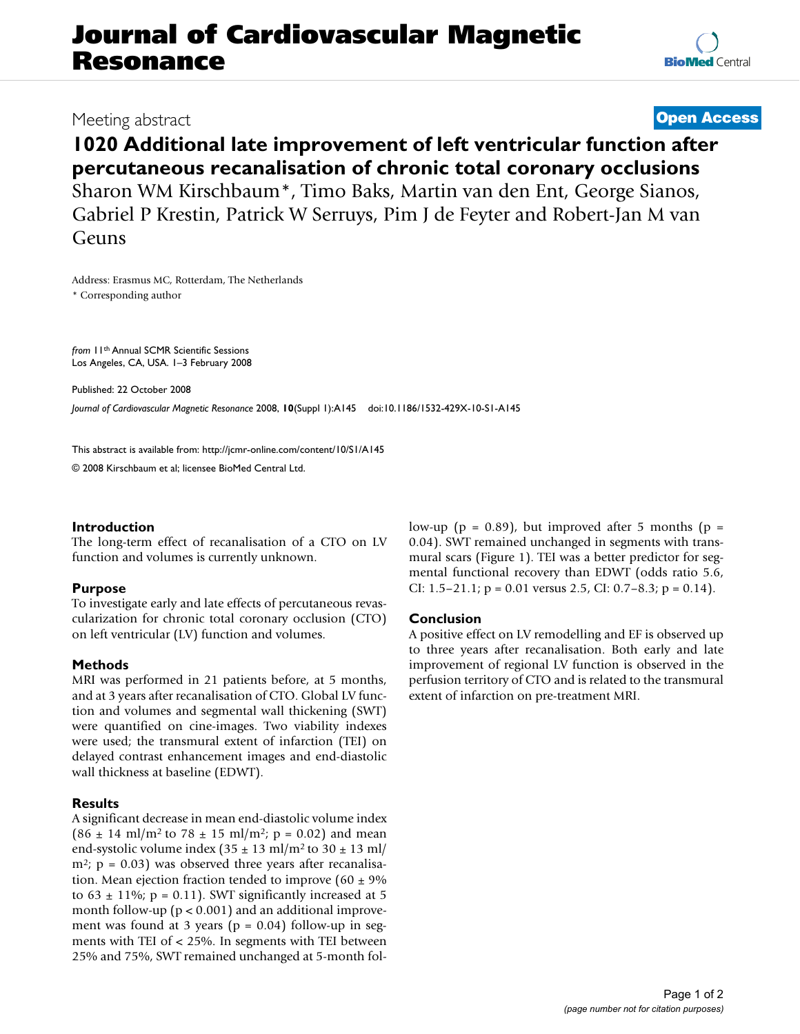# Journal of Cardiovascular Magnetic Resonance

Meeting abstract

**Open Access**

## 1020 Additional late improvement of left ventricular function after percutaneous recanalisation of chronic total coronary occlusions

Sharon WM Kirschbaum*, Timo Baks, Martin van den Ent, George Sianos, Gabriel P Krestin, Patrick W Serruys, Pim J de Feyter and Robert-Jan M van Geuns

Address: Erasmus MC, Rotterdam, The Netherlands

\* Corresponding author

*from* 11th Annual SCMR Scientific Sessions
Los Angeles, CA, USA. 1–3 February 2008

Published: 22 October 2008

*Journal of Cardiovascular Magnetic Resonance* 2008, **10**(Suppl 1):A145 doi:10.1186/1532-429X-10-S1-A145

This abstract is available from: http://jcmr-online.com/content/10/S1/A145

© 2008 Kirschbaum et al; licensee BioMed Central Ltd.

### Introduction

The long-term effect of recanalisation of a CTO on LV function and volumes is currently unknown.

### Purpose

To investigate early and late effects of percutaneous revascularization for chronic total coronary occlusion (CTO) on left ventricular (LV) function and volumes.

### Methods

MRI was performed in 21 patients before, at 5 months, and at 3 years after recanalisation of CTO. Global LV function and volumes and segmental wall thickening (SWT) were quantified on cine-images. Two viability indexes were used; the transmural extent of infarction (TEI) on delayed contrast enhancement images and end-diastolic wall thickness at baseline (EDWT).

### Results

A significant decrease in mean end-diastolic volume index ($86 \pm 14$ ml/m$^2$ to $78 \pm 15$ ml/m$^2$; $p = 0.02$) and mean end-systolic volume index ($35 \pm 13$ ml/m$^2$ to $30 \pm 13$ ml/m$^2$; $p = 0.03$) was observed three years after recanalisation. Mean ejection fraction tended to improve ($60 \pm 9\%$ to $63 \pm 11\%$; $p = 0.11$). SWT significantly increased at 5 month follow-up ($p < 0.001$) and an additional improvement was found at 3 years ($p = 0.04$) follow-up in segments with TEI of < 25%. In segments with TEI between 25% and 75%, SWT remained unchanged at 5-month follow-up ($p = 0.89$), but improved after 5 months ($p = 0.04$). SWT remained unchanged in segments with transmural scars (Figure 1). TEI was a better predictor for segmental functional recovery than EDWT (odds ratio 5.6, CI: 1.5–21.1; $p = 0.01$ versus 2.5, CI: 0.7–8.3; $p = 0.14$).

### Conclusion

A positive effect on LV remodelling and EF is observed up to three years after recanalisation. Both early and late improvement of regional LV function is observed in the perfusion territory of CTO and is related to the transmural extent of infarction on pre-treatment MRI.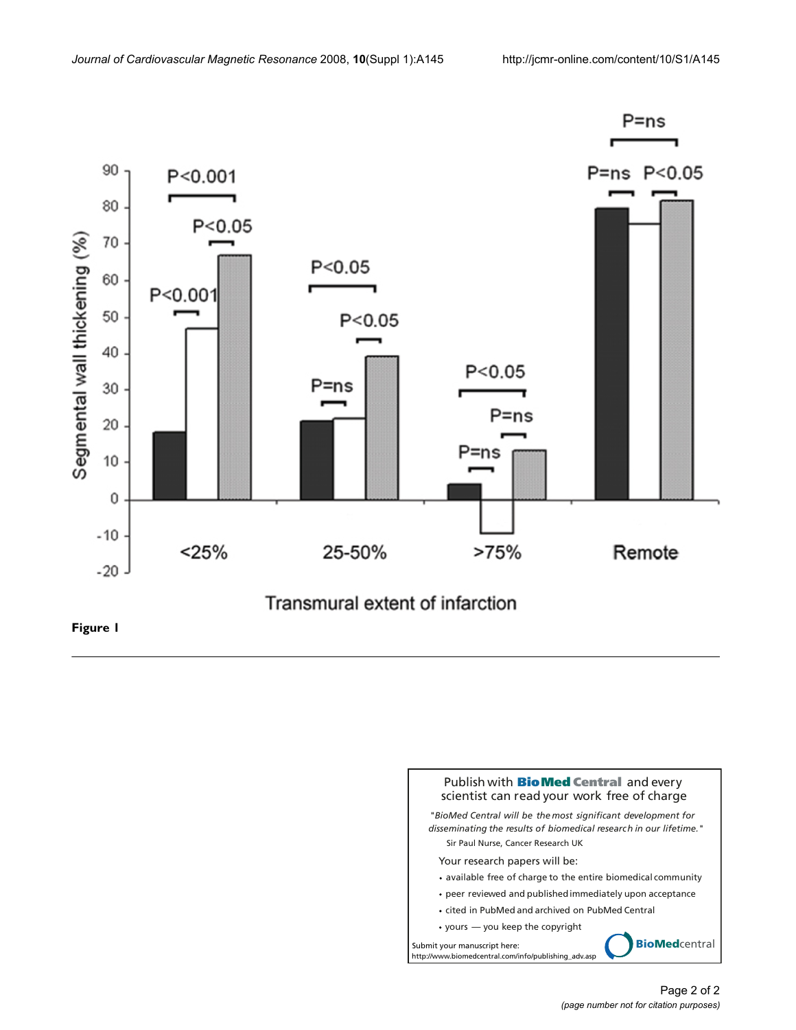P<0.001

P<0.05

P<0.001

P<0.05

P<0.05

P=ns

P<0.05

P=ns

P=ns

P=ns

P=ns

P<0.05

Segmental wall thickening (%)

90
80
70
60
50
40
30
20
10
0
-10
-20

<25%

25-50%

>75%

Remote

Transmural extent of infarction

**Figure 1**

Publish with **BioMed Central** and every scientist can read your work free of charge

*"BioMed Central will be the most significant development for disseminating the results of biomedical research in our lifetime."*

Sir Paul Nurse, Cancer Research UK

Your research papers will be:

- available free of charge to the entire biomedical community
- peer reviewed and published immediately upon acceptance
- cited in PubMed and archived on PubMed Central
- yours — you keep the copyright

Submit your manuscript here:
http://www.biomedcentral.com/info/publishing_adv.asp

BioMedcentral